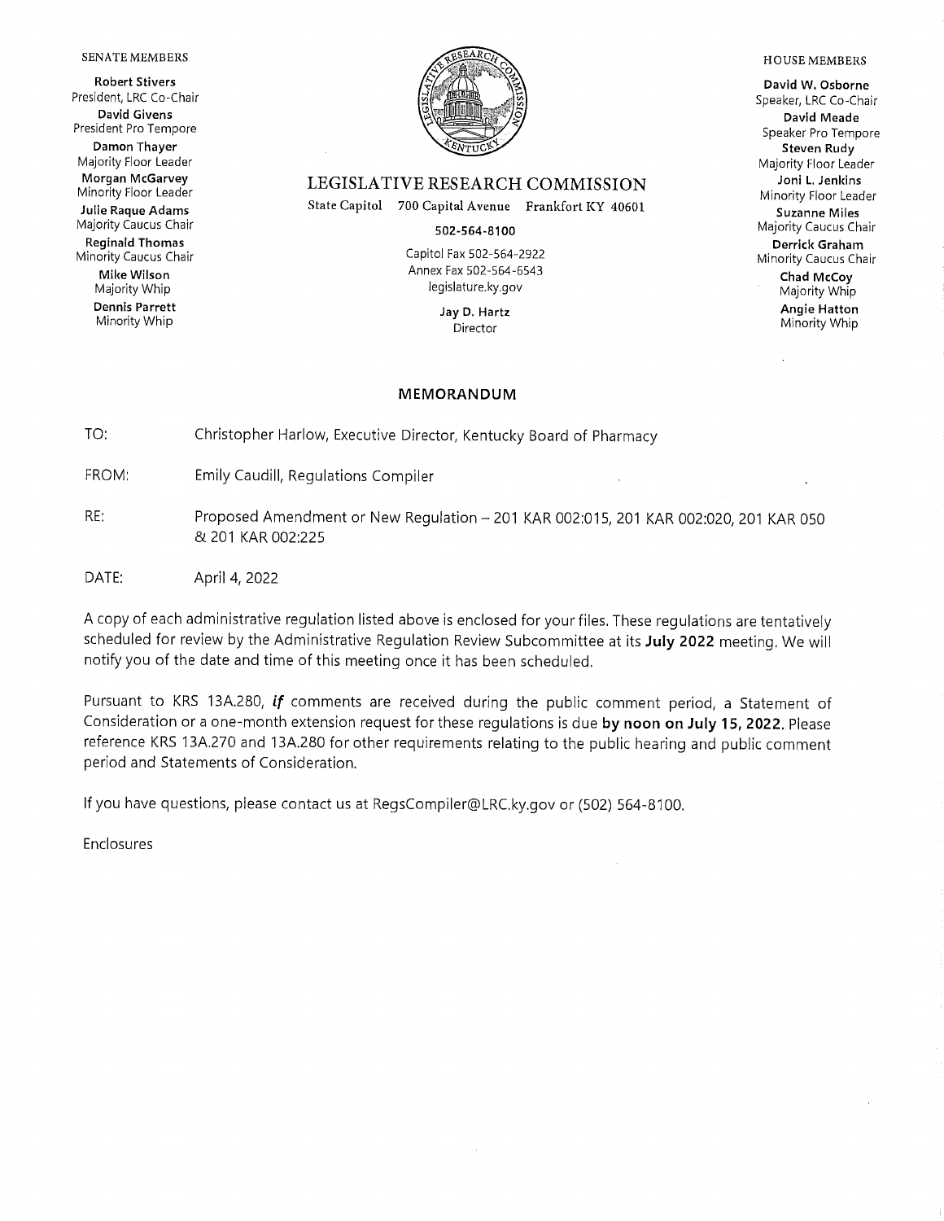SENATE MEMBERS

**Robert Stivers**
President, LRC Co-Chair
**David Givens**
President Pro Tempore
**Damon Thayer**
Majority Floor Leader
**Morgan McGarvey**
Minority Floor Leader
**Julie Raque Adams**
Majority Caucus Chair
**Reginald Thomas**
Minority Caucus Chair
**Mike Wilson**
Majority Whip
**Dennis Parrett**
Minority Whip

# LEGISLATIVE RESEARCH COMMISSION

State Capitol 700 Capital Avenue Frankfort KY 40601

**502-564-8100**

Capitol Fax 502-564-2922
Annex Fax 502-564-6543
legislature.ky.gov

**Jay D. Hartz**
Director

HOUSE MEMBERS

**David W. Osborne**
Speaker, LRC Co-Chair
**David Meade**
Speaker Pro Tempore
**Steven Rudy**
Majority Floor Leader
**Joni L. Jenkins**
Minority Floor Leader
**Suzanne Miles**
Majority Caucus Chair
**Derrick Graham**
Minority Caucus Chair
**Chad McCoy**
Majority Whip
**Angie Hatton**
Minority Whip

## MEMORANDUM

TO: Christopher Harlow, Executive Director, Kentucky Board of Pharmacy

FROM: Emily Caudill, Regulations Compiler

RE: Proposed Amendment or New Regulation – 201 KAR 002:015, 201 KAR 002:020, 201 KAR 050 & 201 KAR 002:225

DATE: April 4, 2022

A copy of each administrative regulation listed above is enclosed for your files. These regulations are tentatively scheduled for review by the Administrative Regulation Review Subcommittee at its **July 2022** meeting. We will notify you of the date and time of this meeting once it has been scheduled.

Pursuant to KRS 13A.280, ***if*** comments are received during the public comment period, a Statement of Consideration or a one-month extension request for these regulations is due **by noon on July 15, 2022.** Please reference KRS 13A.270 and 13A.280 for other requirements relating to the public hearing and public comment period and Statements of Consideration.

If you have questions, please contact us at RegsCompiler@LRC.ky.gov or (502) 564-8100.

Enclosures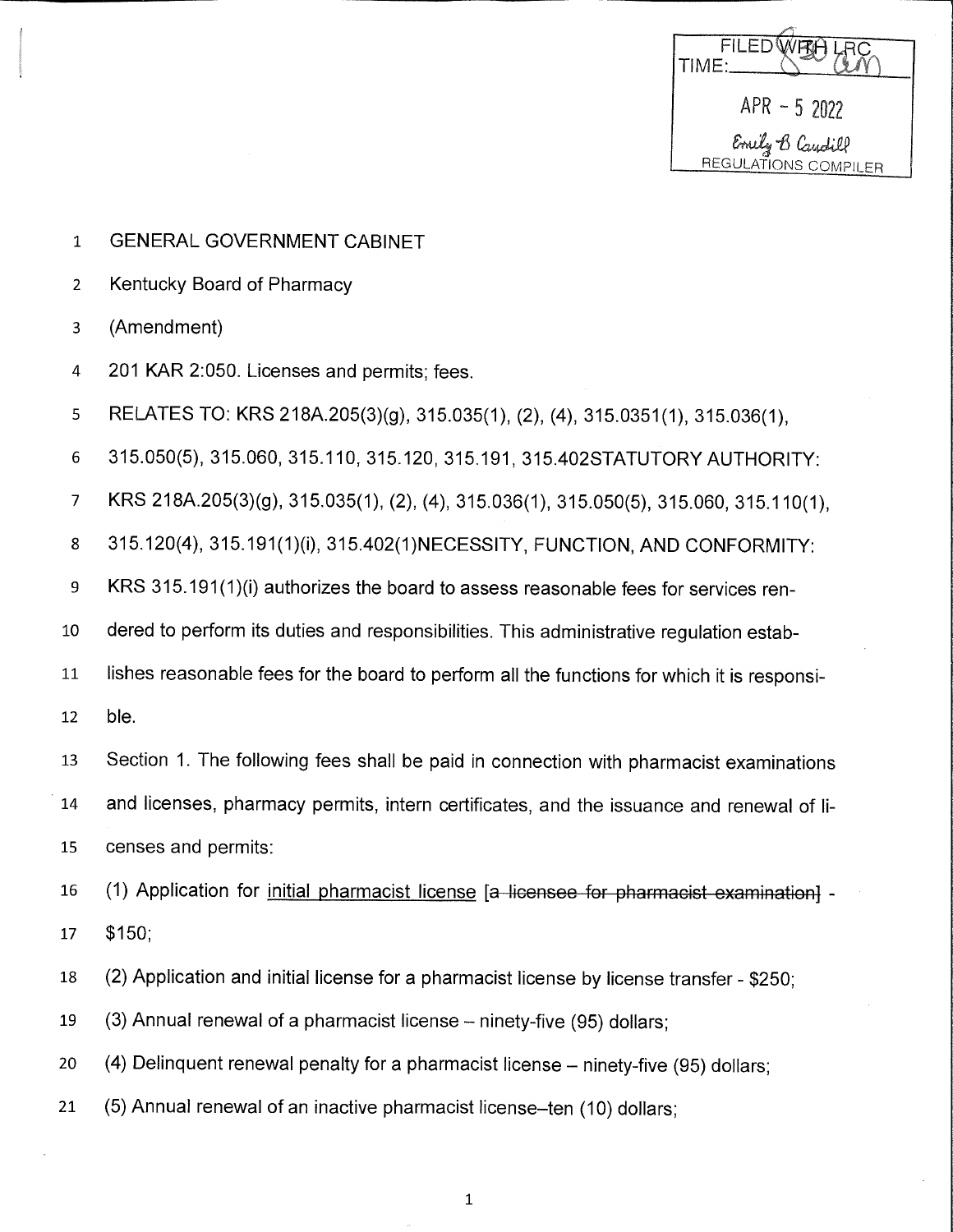FILED WITH LRC
TIME: 8:30 AM

APR - 5 2022

Emily B Caudill
REGULATIONS COMPILER

GENERAL GOVERNMENT CABINET

Kentucky Board of Pharmacy

(Amendment)

201 KAR 2:050. Licenses and permits; fees.

RELATES TO: KRS 218A.205(3)(g), 315.035(1), (2), (4), 315.0351(1), 315.036(1), 315.050(5), 315.060, 315.110, 315.120, 315.191, 315.402STATUTORY AUTHORITY: KRS 218A.205(3)(g), 315.035(1), (2), (4), 315.036(1), 315.050(5), 315.060, 315.110(1), 315.120(4), 315.191(1)(i), 315.402(1)NECESSITY, FUNCTION, AND CONFORMITY: KRS 315.191(1)(i) authorizes the board to assess reasonable fees for services rendered to perform its duties and responsibilities. This administrative regulation establishes reasonable fees for the board to perform all the functions for which it is responsible.

Section 1. The following fees shall be paid in connection with pharmacist examinations and licenses, pharmacy permits, intern certificates, and the issuance and renewal of licenses and permits:

(1) Application for <u>initial pharmacist license</u> [~~a licensee for pharmacist examination~~] - $150;

(2) Application and initial license for a pharmacist license by license transfer - $250;

(3) Annual renewal of a pharmacist license – ninety-five (95) dollars;

(4) Delinquent renewal penalty for a pharmacist license – ninety-five (95) dollars;

(5) Annual renewal of an inactive pharmacist license–ten (10) dollars;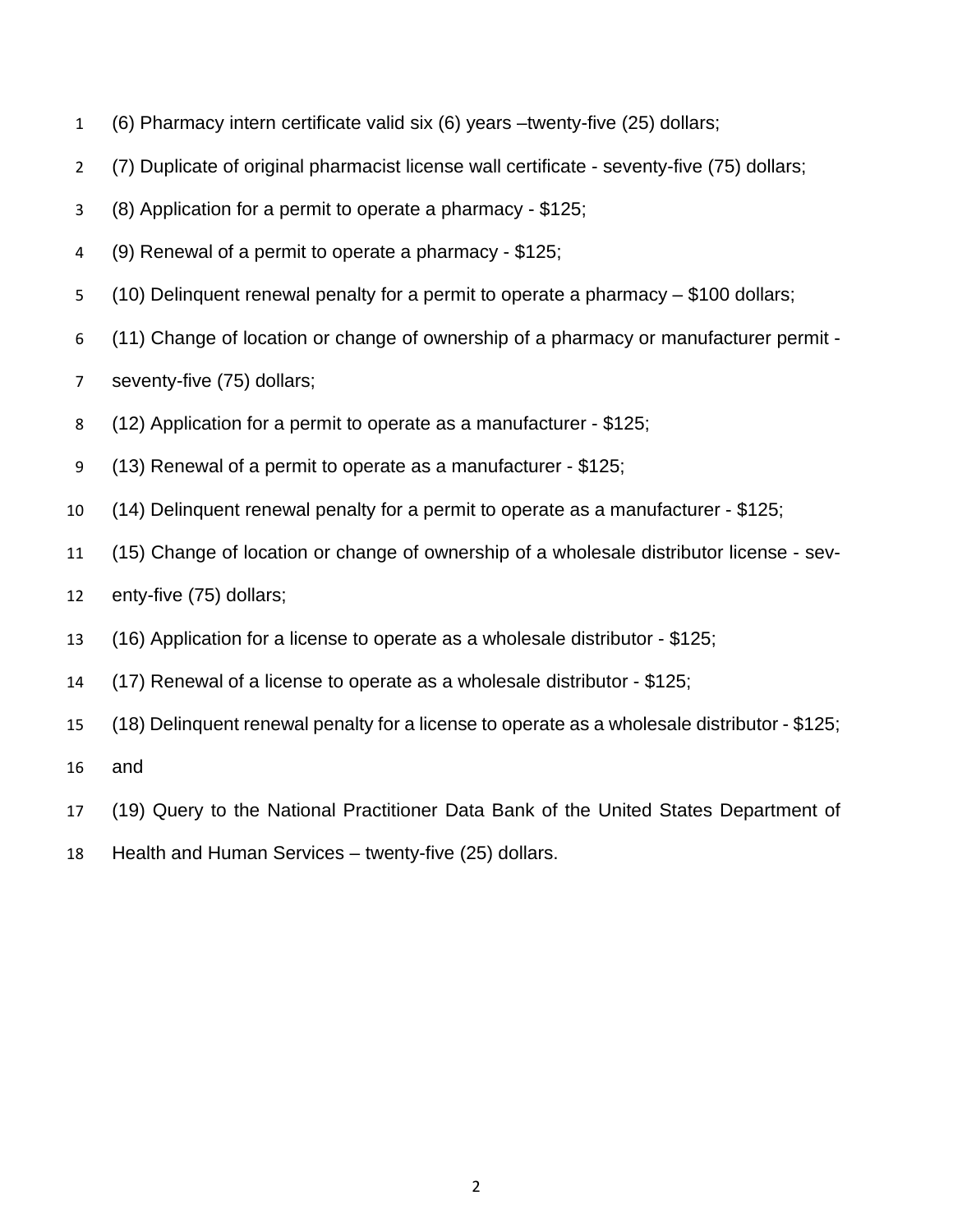(6) Pharmacy intern certificate valid six (6) years –twenty-five (25) dollars;

(7) Duplicate of original pharmacist license wall certificate - seventy-five (75) dollars;

(8) Application for a permit to operate a pharmacy - $125;

(9) Renewal of a permit to operate a pharmacy - $125;

(10) Delinquent renewal penalty for a permit to operate a pharmacy – $100 dollars;

(11) Change of location or change of ownership of a pharmacy or manufacturer permit - seventy-five (75) dollars;

(12) Application for a permit to operate as a manufacturer - $125;

(13) Renewal of a permit to operate as a manufacturer - $125;

(14) Delinquent renewal penalty for a permit to operate as a manufacturer - $125;

(15) Change of location or change of ownership of a wholesale distributor license - seventy-five (75) dollars;

(16) Application for a license to operate as a wholesale distributor - $125;

(17) Renewal of a license to operate as a wholesale distributor - $125;

(18) Delinquent renewal penalty for a license to operate as a wholesale distributor - $125; and

(19) Query to the National Practitioner Data Bank of the United States Department of Health and Human Services – twenty-five (25) dollars.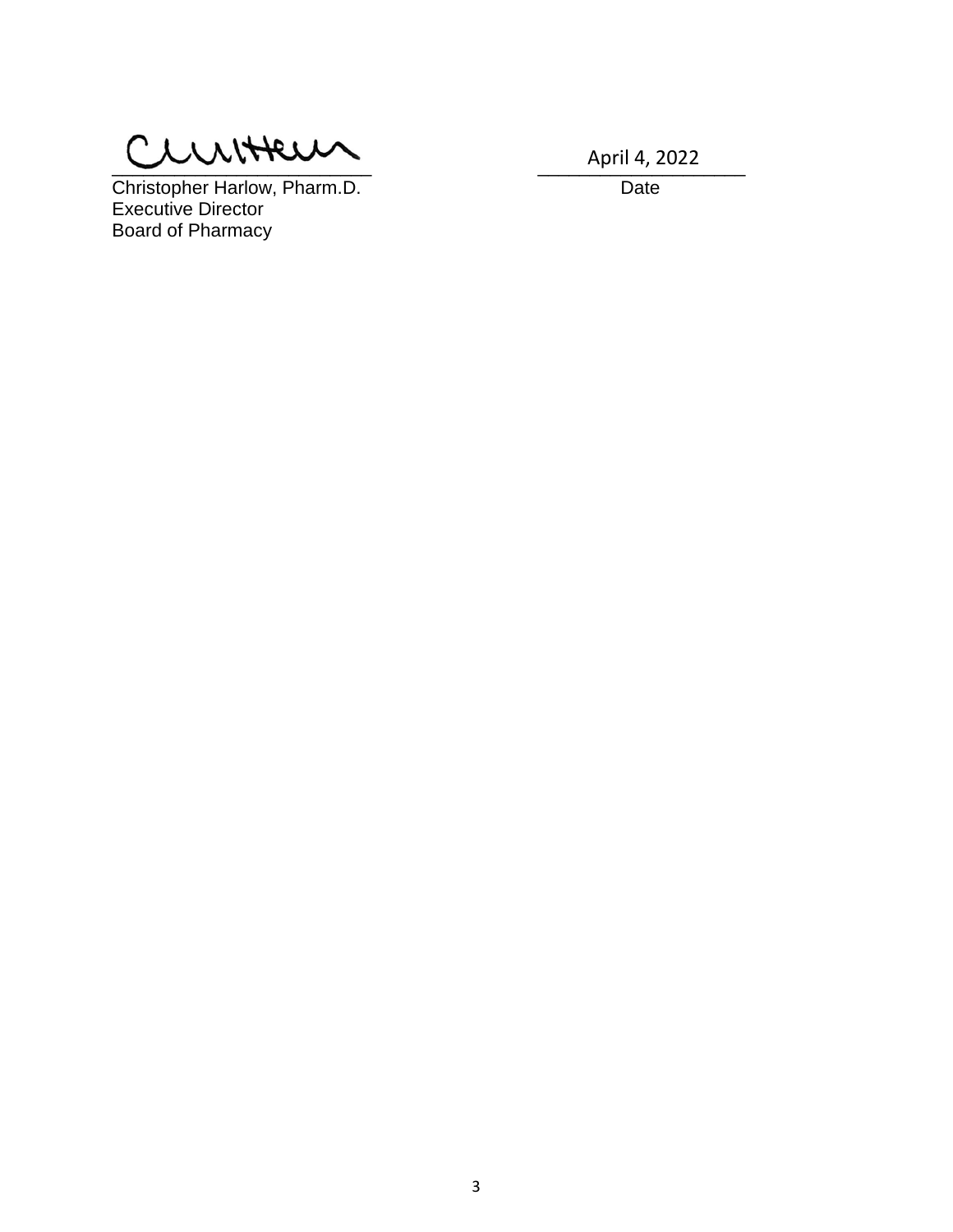Christopher Harlow, Pharm.D.
Executive Director
Board of Pharmacy

April 4, 2022

Date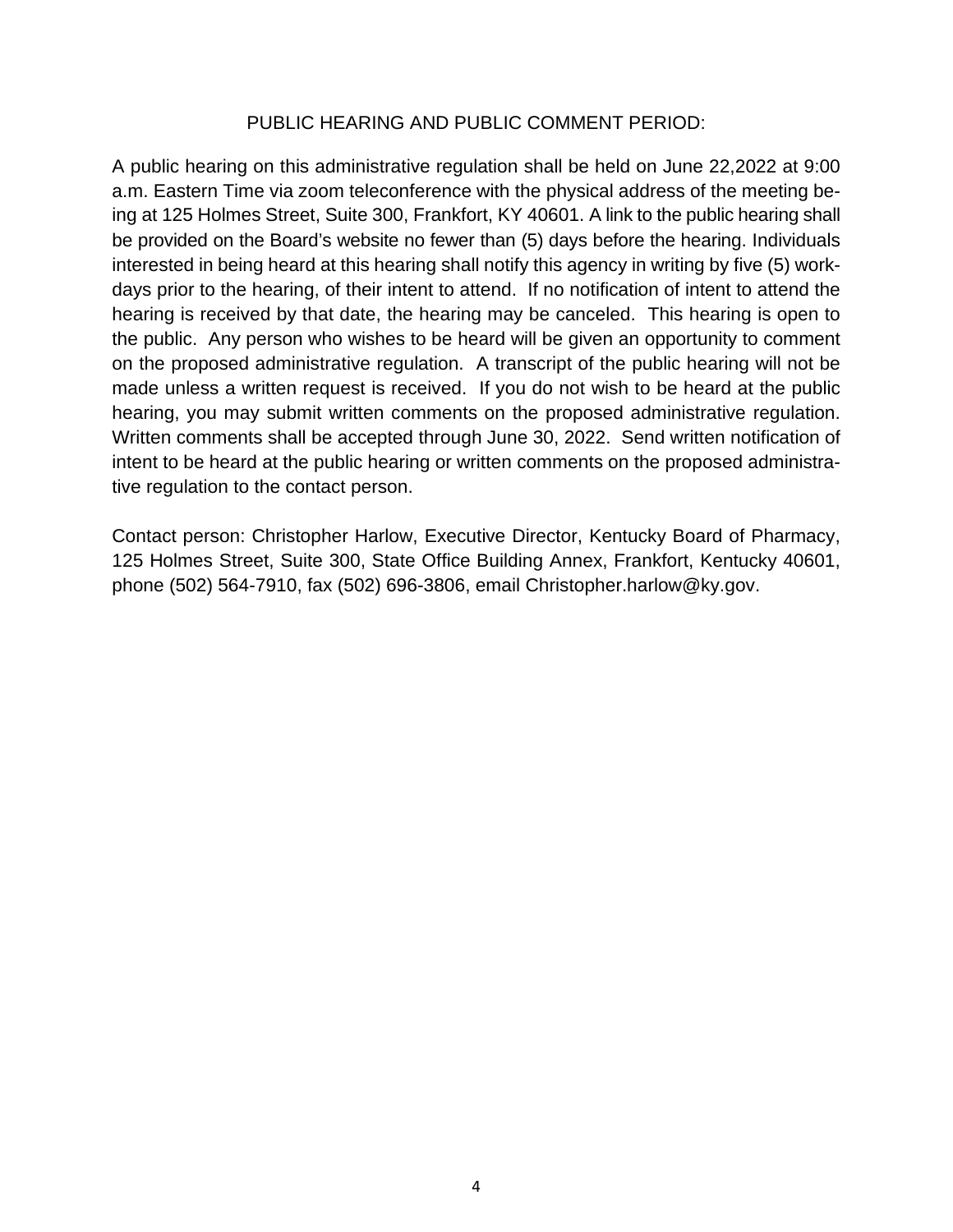## PUBLIC HEARING AND PUBLIC COMMENT PERIOD:

A public hearing on this administrative regulation shall be held on June 22,2022 at 9:00 a.m. Eastern Time via zoom teleconference with the physical address of the meeting being at 125 Holmes Street, Suite 300, Frankfort, KY 40601. A link to the public hearing shall be provided on the Board's website no fewer than (5) days before the hearing. Individuals interested in being heard at this hearing shall notify this agency in writing by five (5) workdays prior to the hearing, of their intent to attend. If no notification of intent to attend the hearing is received by that date, the hearing may be canceled. This hearing is open to the public. Any person who wishes to be heard will be given an opportunity to comment on the proposed administrative regulation. A transcript of the public hearing will not be made unless a written request is received. If you do not wish to be heard at the public hearing, you may submit written comments on the proposed administrative regulation. Written comments shall be accepted through June 30, 2022. Send written notification of intent to be heard at the public hearing or written comments on the proposed administrative regulation to the contact person.

Contact person: Christopher Harlow, Executive Director, Kentucky Board of Pharmacy, 125 Holmes Street, Suite 300, State Office Building Annex, Frankfort, Kentucky 40601, phone (502) 564-7910, fax (502) 696-3806, email Christopher.harlow@ky.gov.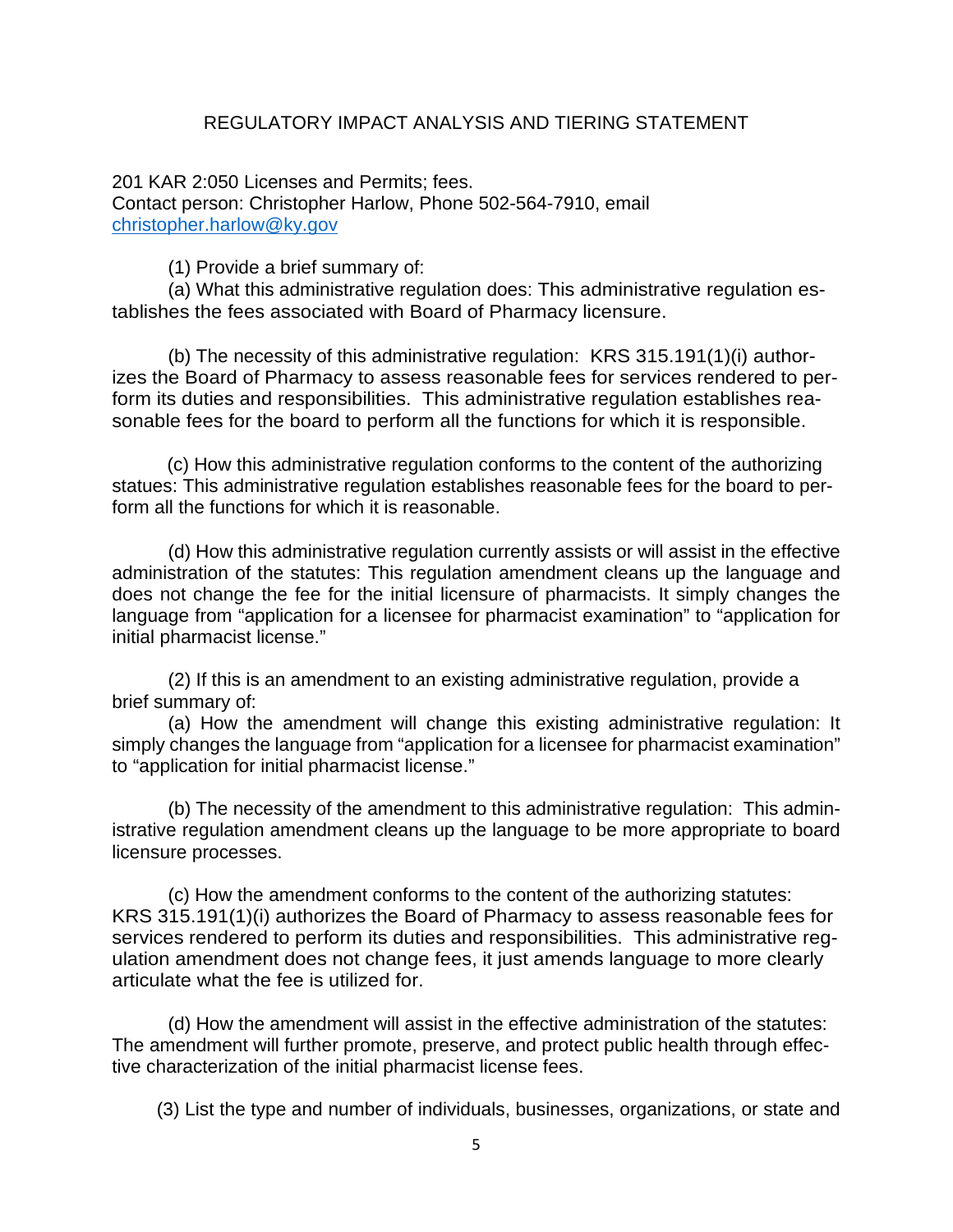## REGULATORY IMPACT ANALYSIS AND TIERING STATEMENT

201 KAR 2:050 Licenses and Permits; fees.
Contact person: Christopher Harlow, Phone 502-564-7910, email christopher.harlow@ky.gov

(1) Provide a brief summary of:

(a) What this administrative regulation does: This administrative regulation establishes the fees associated with Board of Pharmacy licensure.

(b) The necessity of this administrative regulation: KRS 315.191(1)(i) authorizes the Board of Pharmacy to assess reasonable fees for services rendered to perform its duties and responsibilities. This administrative regulation establishes reasonable fees for the board to perform all the functions for which it is responsible.

(c) How this administrative regulation conforms to the content of the authorizing statues: This administrative regulation establishes reasonable fees for the board to perform all the functions for which it is reasonable.

(d) How this administrative regulation currently assists or will assist in the effective administration of the statutes: This regulation amendment cleans up the language and does not change the fee for the initial licensure of pharmacists. It simply changes the language from "application for a licensee for pharmacist examination" to "application for initial pharmacist license."

(2) If this is an amendment to an existing administrative regulation, provide a brief summary of:

(a) How the amendment will change this existing administrative regulation: It simply changes the language from "application for a licensee for pharmacist examination" to "application for initial pharmacist license."

(b) The necessity of the amendment to this administrative regulation: This administrative regulation amendment cleans up the language to be more appropriate to board licensure processes.

(c) How the amendment conforms to the content of the authorizing statutes: KRS 315.191(1)(i) authorizes the Board of Pharmacy to assess reasonable fees for services rendered to perform its duties and responsibilities. This administrative regulation amendment does not change fees, it just amends language to more clearly articulate what the fee is utilized for.

(d) How the amendment will assist in the effective administration of the statutes: The amendment will further promote, preserve, and protect public health through effective characterization of the initial pharmacist license fees.

(3) List the type and number of individuals, businesses, organizations, or state and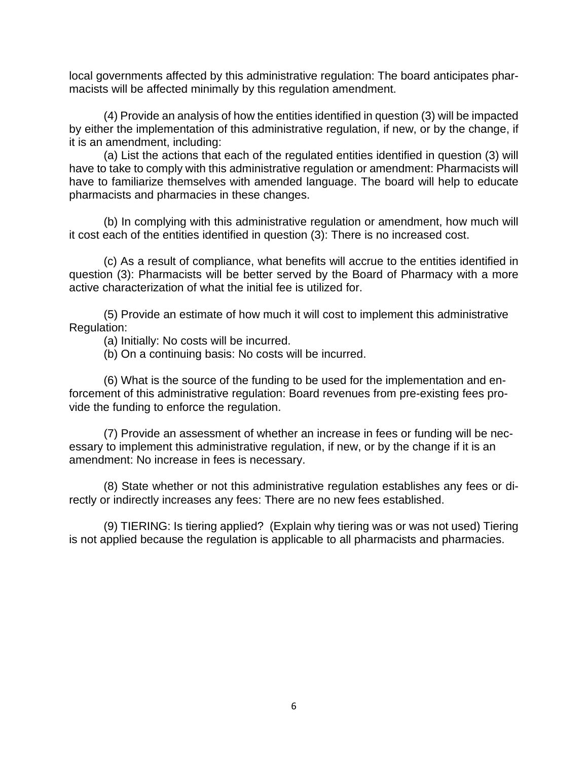local governments affected by this administrative regulation: The board anticipates pharmacists will be affected minimally by this regulation amendment.

(4) Provide an analysis of how the entities identified in question (3) will be impacted by either the implementation of this administrative regulation, if new, or by the change, if it is an amendment, including:

(a) List the actions that each of the regulated entities identified in question (3) will have to take to comply with this administrative regulation or amendment: Pharmacists will have to familiarize themselves with amended language. The board will help to educate pharmacists and pharmacies in these changes.

(b) In complying with this administrative regulation or amendment, how much will it cost each of the entities identified in question (3): There is no increased cost.

(c) As a result of compliance, what benefits will accrue to the entities identified in question (3): Pharmacists will be better served by the Board of Pharmacy with a more active characterization of what the initial fee is utilized for.

(5) Provide an estimate of how much it will cost to implement this administrative Regulation:

(a) Initially: No costs will be incurred.

(b) On a continuing basis: No costs will be incurred.

(6) What is the source of the funding to be used for the implementation and enforcement of this administrative regulation: Board revenues from pre-existing fees provide the funding to enforce the regulation.

(7) Provide an assessment of whether an increase in fees or funding will be necessary to implement this administrative regulation, if new, or by the change if it is an amendment: No increase in fees is necessary.

(8) State whether or not this administrative regulation establishes any fees or directly or indirectly increases any fees: There are no new fees established.

(9) TIERING: Is tiering applied? (Explain why tiering was or was not used) Tiering is not applied because the regulation is applicable to all pharmacists and pharmacies.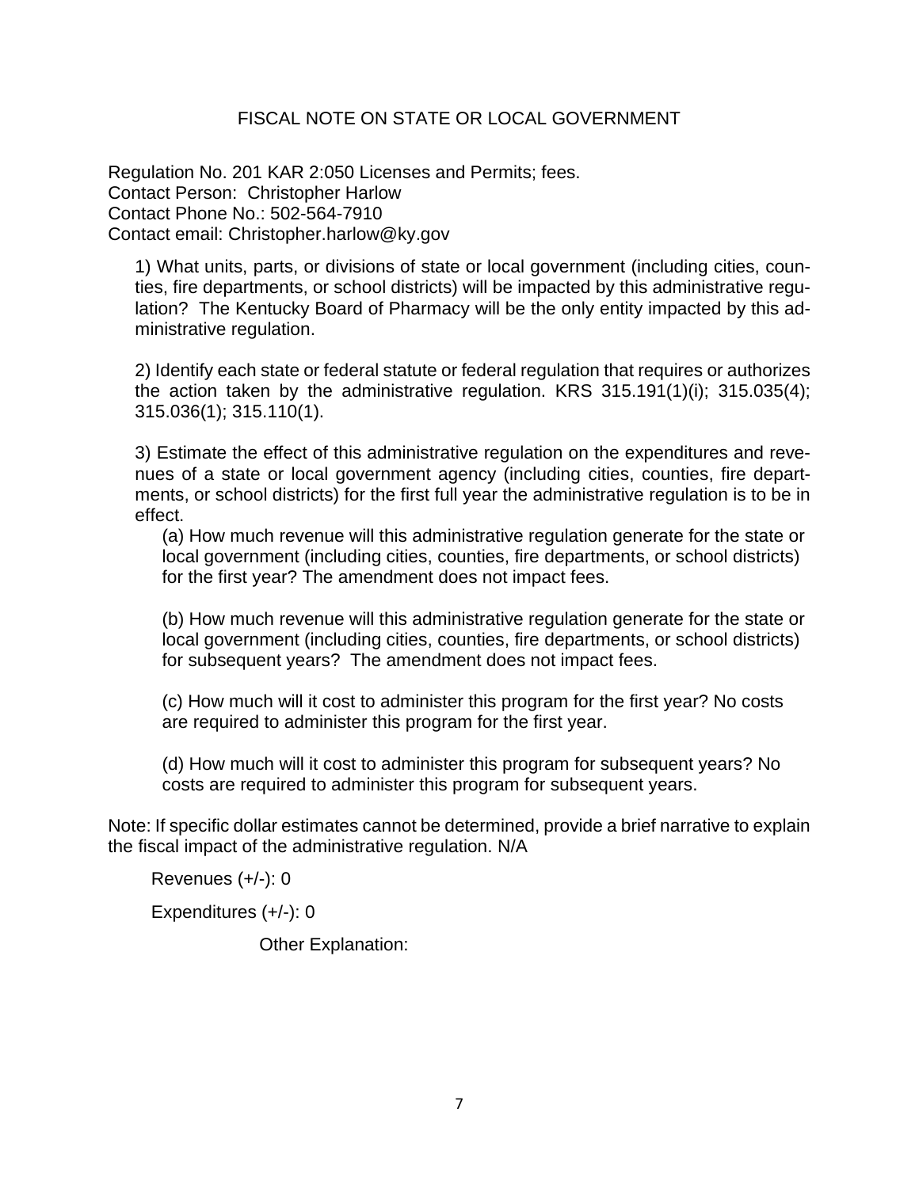## FISCAL NOTE ON STATE OR LOCAL GOVERNMENT

Regulation No. 201 KAR 2:050 Licenses and Permits; fees.
Contact Person: Christopher Harlow
Contact Phone No.: 502-564-7910
Contact email: Christopher.harlow@ky.gov

1) What units, parts, or divisions of state or local government (including cities, counties, fire departments, or school districts) will be impacted by this administrative regulation? The Kentucky Board of Pharmacy will be the only entity impacted by this administrative regulation.

2) Identify each state or federal statute or federal regulation that requires or authorizes the action taken by the administrative regulation. KRS 315.191(1)(i); 315.035(4); 315.036(1); 315.110(1).

3) Estimate the effect of this administrative regulation on the expenditures and revenues of a state or local government agency (including cities, counties, fire departments, or school districts) for the first full year the administrative regulation is to be in effect.

(a) How much revenue will this administrative regulation generate for the state or local government (including cities, counties, fire departments, or school districts) for the first year? The amendment does not impact fees.

(b) How much revenue will this administrative regulation generate for the state or local government (including cities, counties, fire departments, or school districts) for subsequent years? The amendment does not impact fees.

(c) How much will it cost to administer this program for the first year? No costs are required to administer this program for the first year.

(d) How much will it cost to administer this program for subsequent years? No costs are required to administer this program for subsequent years.

Note: If specific dollar estimates cannot be determined, provide a brief narrative to explain the fiscal impact of the administrative regulation. N/A

Revenues (+/-): 0

Expenditures (+/-): 0

Other Explanation: